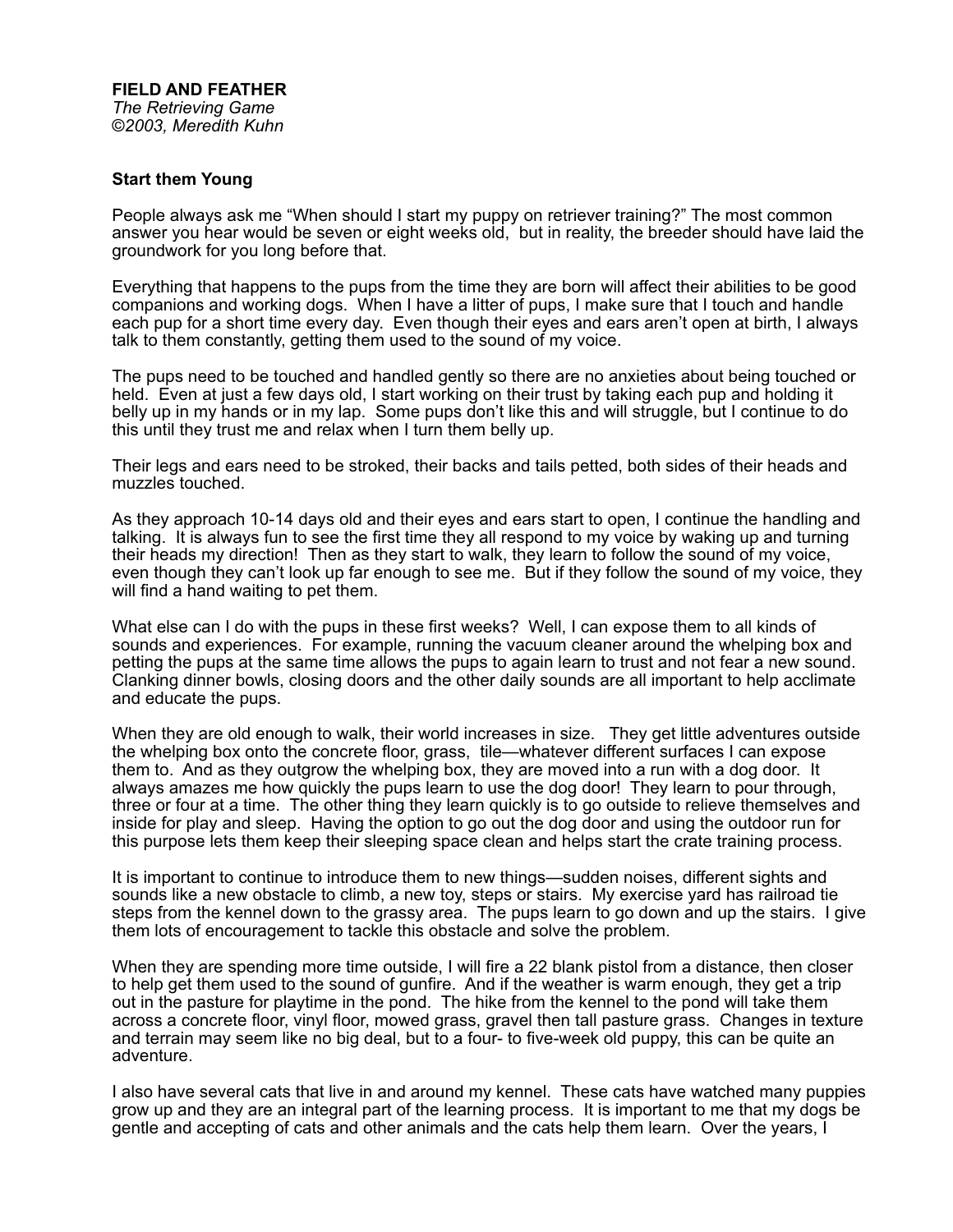**FIELD AND FEATHER**
*The Retrieving Game*
*©2003, Meredith Kuhn*

**Start them Young**

People always ask me "When should I start my puppy on retriever training?" The most common answer you hear would be seven or eight weeks old, but in reality, the breeder should have laid the groundwork for you long before that.

Everything that happens to the pups from the time they are born will affect their abilities to be good companions and working dogs. When I have a litter of pups, I make sure that I touch and handle each pup for a short time every day. Even though their eyes and ears aren't open at birth, I always talk to them constantly, getting them used to the sound of my voice.

The pups need to be touched and handled gently so there are no anxieties about being touched or held. Even at just a few days old, I start working on their trust by taking each pup and holding it belly up in my hands or in my lap. Some pups don't like this and will struggle, but I continue to do this until they trust me and relax when I turn them belly up.

Their legs and ears need to be stroked, their backs and tails petted, both sides of their heads and muzzles touched.

As they approach 10-14 days old and their eyes and ears start to open, I continue the handling and talking. It is always fun to see the first time they all respond to my voice by waking up and turning their heads my direction! Then as they start to walk, they learn to follow the sound of my voice, even though they can't look up far enough to see me. But if they follow the sound of my voice, they will find a hand waiting to pet them.

What else can I do with the pups in these first weeks? Well, I can expose them to all kinds of sounds and experiences. For example, running the vacuum cleaner around the whelping box and petting the pups at the same time allows the pups to again learn to trust and not fear a new sound. Clanking dinner bowls, closing doors and the other daily sounds are all important to help acclimate and educate the pups.

When they are old enough to walk, their world increases in size. They get little adventures outside the whelping box onto the concrete floor, grass, tile—whatever different surfaces I can expose them to. And as they outgrow the whelping box, they are moved into a run with a dog door. It always amazes me how quickly the pups learn to use the dog door! They learn to pour through, three or four at a time. The other thing they learn quickly is to go outside to relieve themselves and inside for play and sleep. Having the option to go out the dog door and using the outdoor run for this purpose lets them keep their sleeping space clean and helps start the crate training process.

It is important to continue to introduce them to new things—sudden noises, different sights and sounds like a new obstacle to climb, a new toy, steps or stairs. My exercise yard has railroad tie steps from the kennel down to the grassy area. The pups learn to go down and up the stairs. I give them lots of encouragement to tackle this obstacle and solve the problem.

When they are spending more time outside, I will fire a 22 blank pistol from a distance, then closer to help get them used to the sound of gunfire. And if the weather is warm enough, they get a trip out in the pasture for playtime in the pond. The hike from the kennel to the pond will take them across a concrete floor, vinyl floor, mowed grass, gravel then tall pasture grass. Changes in texture and terrain may seem like no big deal, but to a four- to five-week old puppy, this can be quite an adventure.

I also have several cats that live in and around my kennel. These cats have watched many puppies grow up and they are an integral part of the learning process. It is important to me that my dogs be gentle and accepting of cats and other animals and the cats help them learn. Over the years, I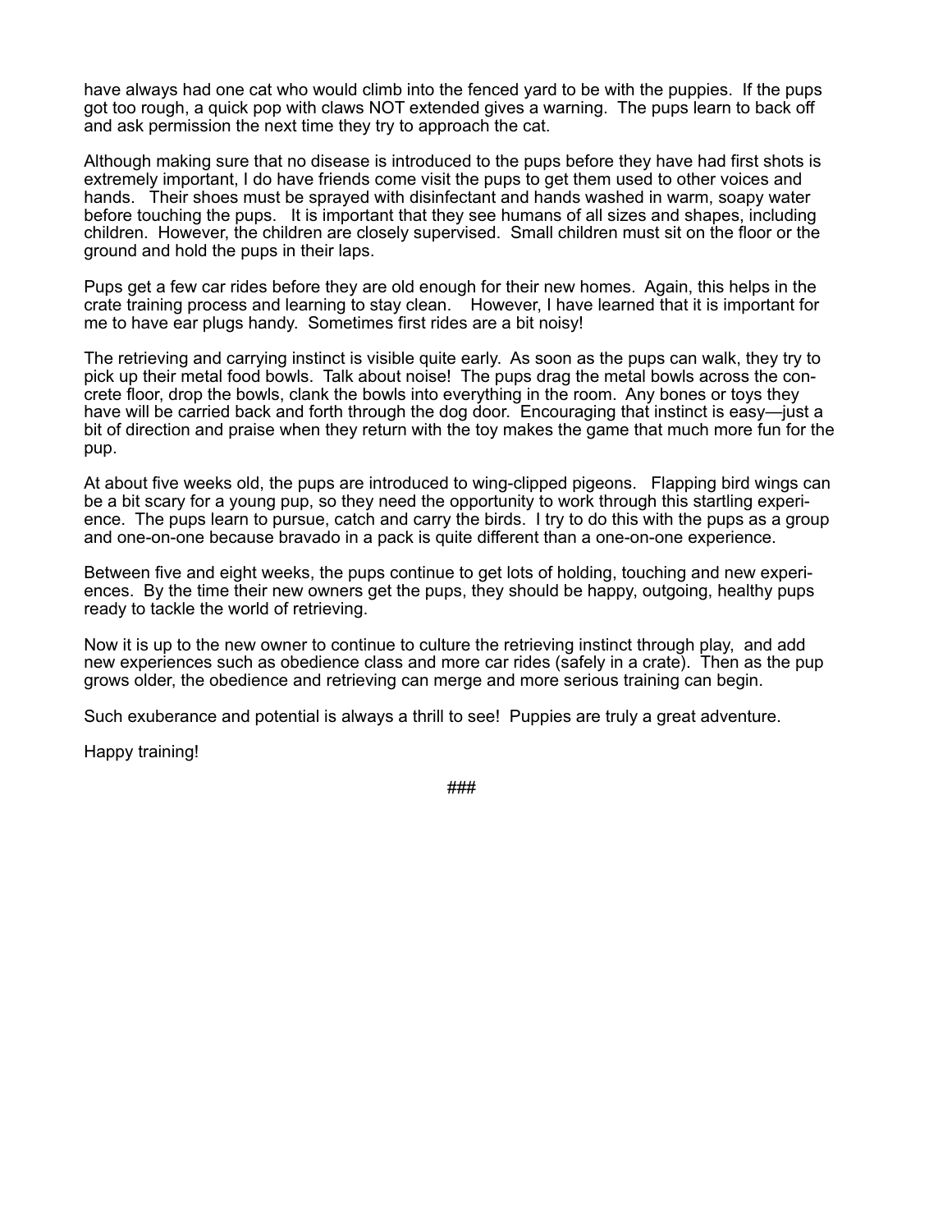have always had one cat who would climb into the fenced yard to be with the puppies. If the pups got too rough, a quick pop with claws NOT extended gives a warning. The pups learn to back off and ask permission the next time they try to approach the cat.

Although making sure that no disease is introduced to the pups before they have had first shots is extremely important, I do have friends come visit the pups to get them used to other voices and hands. Their shoes must be sprayed with disinfectant and hands washed in warm, soapy water before touching the pups. It is important that they see humans of all sizes and shapes, including children. However, the children are closely supervised. Small children must sit on the floor or the ground and hold the pups in their laps.

Pups get a few car rides before they are old enough for their new homes. Again, this helps in the crate training process and learning to stay clean. However, I have learned that it is important for me to have ear plugs handy. Sometimes first rides are a bit noisy!

The retrieving and carrying instinct is visible quite early. As soon as the pups can walk, they try to pick up their metal food bowls. Talk about noise! The pups drag the metal bowls across the concrete floor, drop the bowls, clank the bowls into everything in the room. Any bones or toys they have will be carried back and forth through the dog door. Encouraging that instinct is easy—just a bit of direction and praise when they return with the toy makes the game that much more fun for the pup.

At about five weeks old, the pups are introduced to wing-clipped pigeons. Flapping bird wings can be a bit scary for a young pup, so they need the opportunity to work through this startling experience. The pups learn to pursue, catch and carry the birds. I try to do this with the pups as a group and one-on-one because bravado in a pack is quite different than a one-on-one experience.

Between five and eight weeks, the pups continue to get lots of holding, touching and new experiences. By the time their new owners get the pups, they should be happy, outgoing, healthy pups ready to tackle the world of retrieving.

Now it is up to the new owner to continue to culture the retrieving instinct through play, and add new experiences such as obedience class and more car rides (safely in a crate). Then as the pup grows older, the obedience and retrieving can merge and more serious training can begin.

Such exuberance and potential is always a thrill to see! Puppies are truly a great adventure.

Happy training!

###